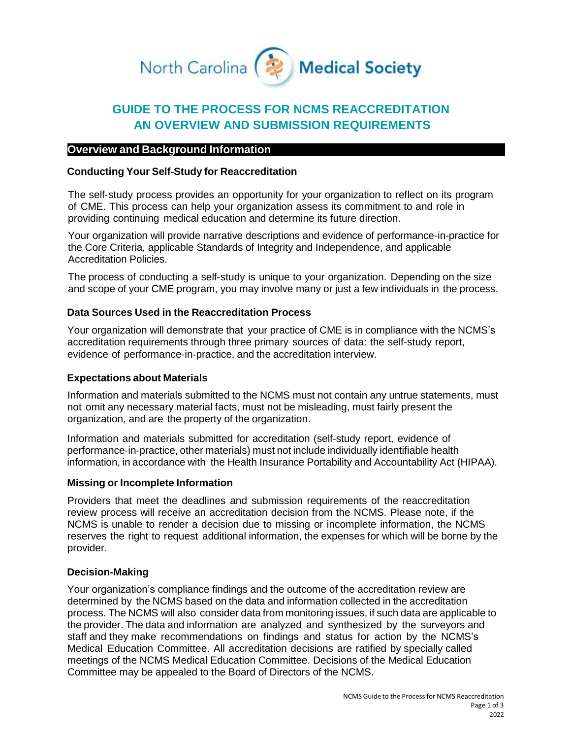North Carolina Medical Society

# GUIDE TO THE PROCESS FOR NCMS REACCREDITATION AN OVERVIEW AND SUBMISSION REQUIREMENTS

## Overview and Background Information

### Conducting Your Self-Study for Reaccreditation

The self-study process provides an opportunity for your organization to reflect on its program of CME. This process can help your organization assess its commitment to and role in providing continuing medical education and determine its future direction.

Your organization will provide narrative descriptions and evidence of performance-in-practice for the Core Criteria, applicable Standards of Integrity and Independence, and applicable Accreditation Policies.

The process of conducting a self-study is unique to your organization. Depending on the size and scope of your CME program, you may involve many or just a few individuals in the process.

### Data Sources Used in the Reaccreditation Process

Your organization will demonstrate that your practice of CME is in compliance with the NCMS's accreditation requirements through three primary sources of data: the self-study report, evidence of performance-in-practice, and the accreditation interview.

### Expectations about Materials

Information and materials submitted to the NCMS must not contain any untrue statements, must not omit any necessary material facts, must not be misleading, must fairly present the organization, and are the property of the organization.

Information and materials submitted for accreditation (self-study report, evidence of performance-in-practice, other materials) must not include individually identifiable health information, in accordance with the Health Insurance Portability and Accountability Act (HIPAA).

### Missing or Incomplete Information

Providers that meet the deadlines and submission requirements of the reaccreditation review process will receive an accreditation decision from the NCMS. Please note, if the NCMS is unable to render a decision due to missing or incomplete information, the NCMS reserves the right to request additional information, the expenses for which will be borne by the provider.

### Decision-Making

Your organization's compliance findings and the outcome of the accreditation review are determined by the NCMS based on the data and information collected in the accreditation process. The NCMS will also consider data from monitoring issues, if such data are applicable to the provider. The data and information are analyzed and synthesized by the surveyors and staff and they make recommendations on findings and status for action by the NCMS's Medical Education Committee. All accreditation decisions are ratified by specially called meetings of the NCMS Medical Education Committee. Decisions of the Medical Education Committee may be appealed to the Board of Directors of the NCMS.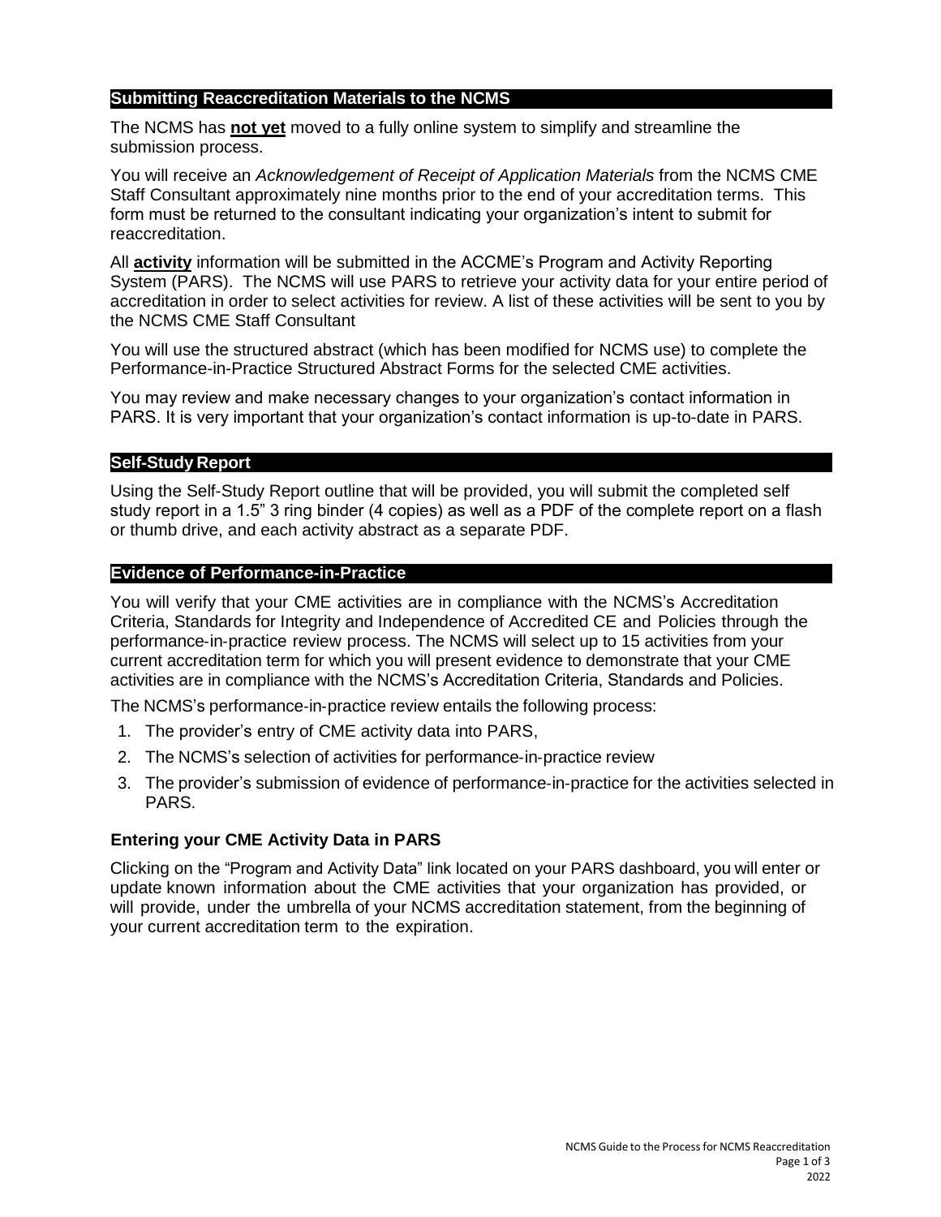## Submitting Reaccreditation Materials to the NCMS

The NCMS has **not yet** moved to a fully online system to simplify and streamline the submission process.

You will receive an *Acknowledgement of Receipt of Application Materials* from the NCMS CME Staff Consultant approximately nine months prior to the end of your accreditation terms. This form must be returned to the consultant indicating your organization's intent to submit for reaccreditation.

All **activity** information will be submitted in the ACCME's Program and Activity Reporting System (PARS). The NCMS will use PARS to retrieve your activity data for your entire period of accreditation in order to select activities for review. A list of these activities will be sent to you by the NCMS CME Staff Consultant

You will use the structured abstract (which has been modified for NCMS use) to complete the Performance-in-Practice Structured Abstract Forms for the selected CME activities.

You may review and make necessary changes to your organization's contact information in PARS. It is very important that your organization's contact information is up-to-date in PARS.

## Self-Study Report

Using the Self-Study Report outline that will be provided, you will submit the completed self study report in a 1.5" 3 ring binder (4 copies) as well as a PDF of the complete report on a flash or thumb drive, and each activity abstract as a separate PDF.

## Evidence of Performance-in-Practice

You will verify that your CME activities are in compliance with the NCMS's Accreditation Criteria, Standards for Integrity and Independence of Accredited CE and Policies through the performance-in-practice review process. The NCMS will select up to 15 activities from your current accreditation term for which you will present evidence to demonstrate that your CME activities are in compliance with the NCMS's Accreditation Criteria, Standards and Policies.

The NCMS's performance-in-practice review entails the following process:

1. The provider's entry of CME activity data into PARS,
2. The NCMS's selection of activities for performance-in-practice review
3. The provider's submission of evidence of performance-in-practice for the activities selected in PARS.

### Entering your CME Activity Data in PARS

Clicking on the "Program and Activity Data" link located on your PARS dashboard, you will enter or update known information about the CME activities that your organization has provided, or will provide, under the umbrella of your NCMS accreditation statement, from the beginning of your current accreditation term to the expiration.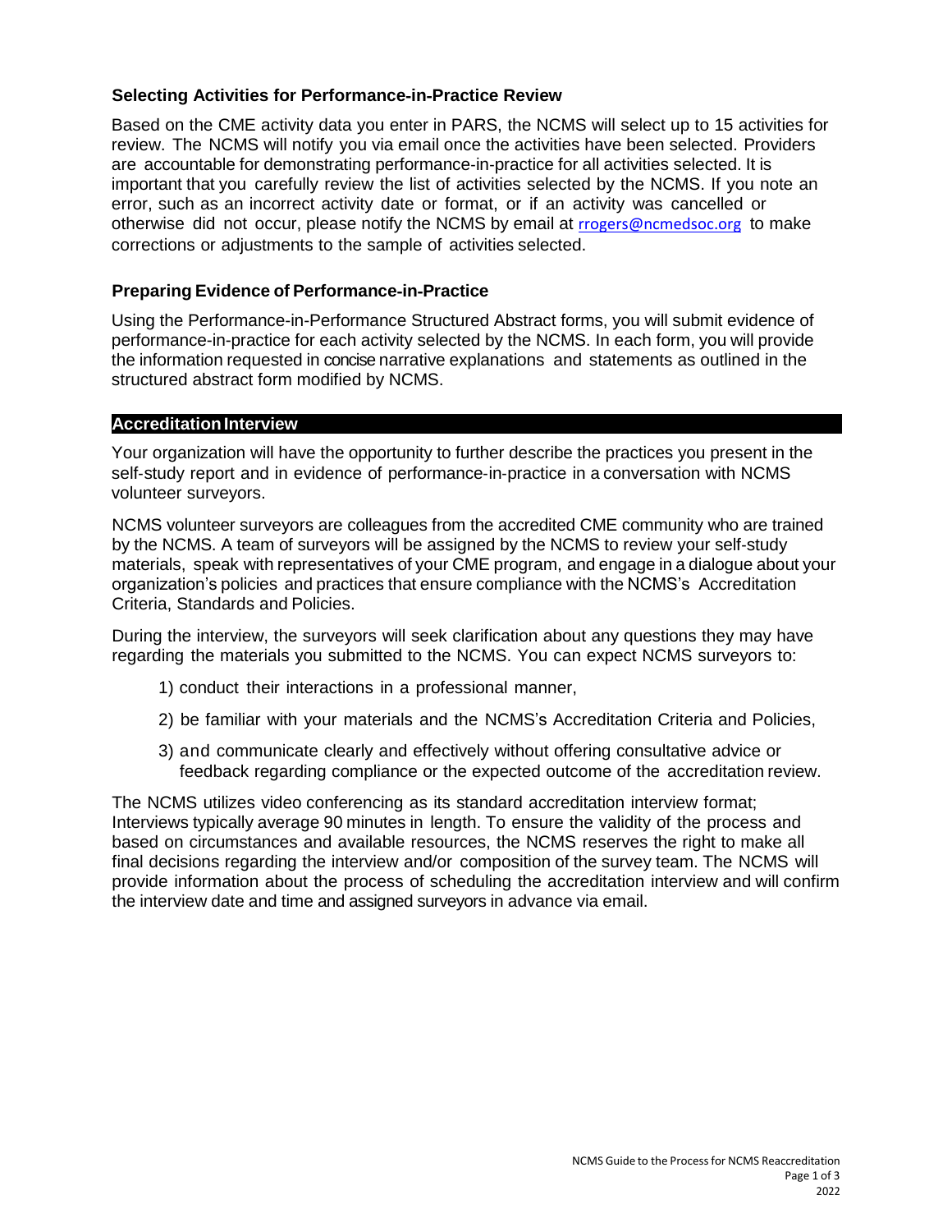### Selecting Activities for Performance-in-Practice Review

Based on the CME activity data you enter in PARS, the NCMS will select up to 15 activities for review. The NCMS will notify you via email once the activities have been selected. Providers are accountable for demonstrating performance-in-practice for all activities selected. It is important that you carefully review the list of activities selected by the NCMS. If you note an error, such as an incorrect activity date or format, or if an activity was cancelled or otherwise did not occur, please notify the NCMS by email at rrogers@ncmedsoc.org to make corrections or adjustments to the sample of activities selected.

### Preparing Evidence of Performance-in-Practice

Using the Performance-in-Performance Structured Abstract forms, you will submit evidence of performance-in-practice for each activity selected by the NCMS. In each form, you will provide the information requested in concise narrative explanations and statements as outlined in the structured abstract form modified by NCMS.

## Accreditation Interview

Your organization will have the opportunity to further describe the practices you present in the self-study report and in evidence of performance-in-practice in a conversation with NCMS volunteer surveyors.

NCMS volunteer surveyors are colleagues from the accredited CME community who are trained by the NCMS. A team of surveyors will be assigned by the NCMS to review your self-study materials, speak with representatives of your CME program, and engage in a dialogue about your organization's policies and practices that ensure compliance with the NCMS's Accreditation Criteria, Standards and Policies.

During the interview, the surveyors will seek clarification about any questions they may have regarding the materials you submitted to the NCMS. You can expect NCMS surveyors to:

1) conduct their interactions in a professional manner,
2) be familiar with your materials and the NCMS's Accreditation Criteria and Policies,
3) and communicate clearly and effectively without offering consultative advice or feedback regarding compliance or the expected outcome of the accreditation review.

The NCMS utilizes video conferencing as its standard accreditation interview format; Interviews typically average 90 minutes in length. To ensure the validity of the process and based on circumstances and available resources, the NCMS reserves the right to make all final decisions regarding the interview and/or composition of the survey team. The NCMS will provide information about the process of scheduling the accreditation interview and will confirm the interview date and time and assigned surveyors in advance via email.